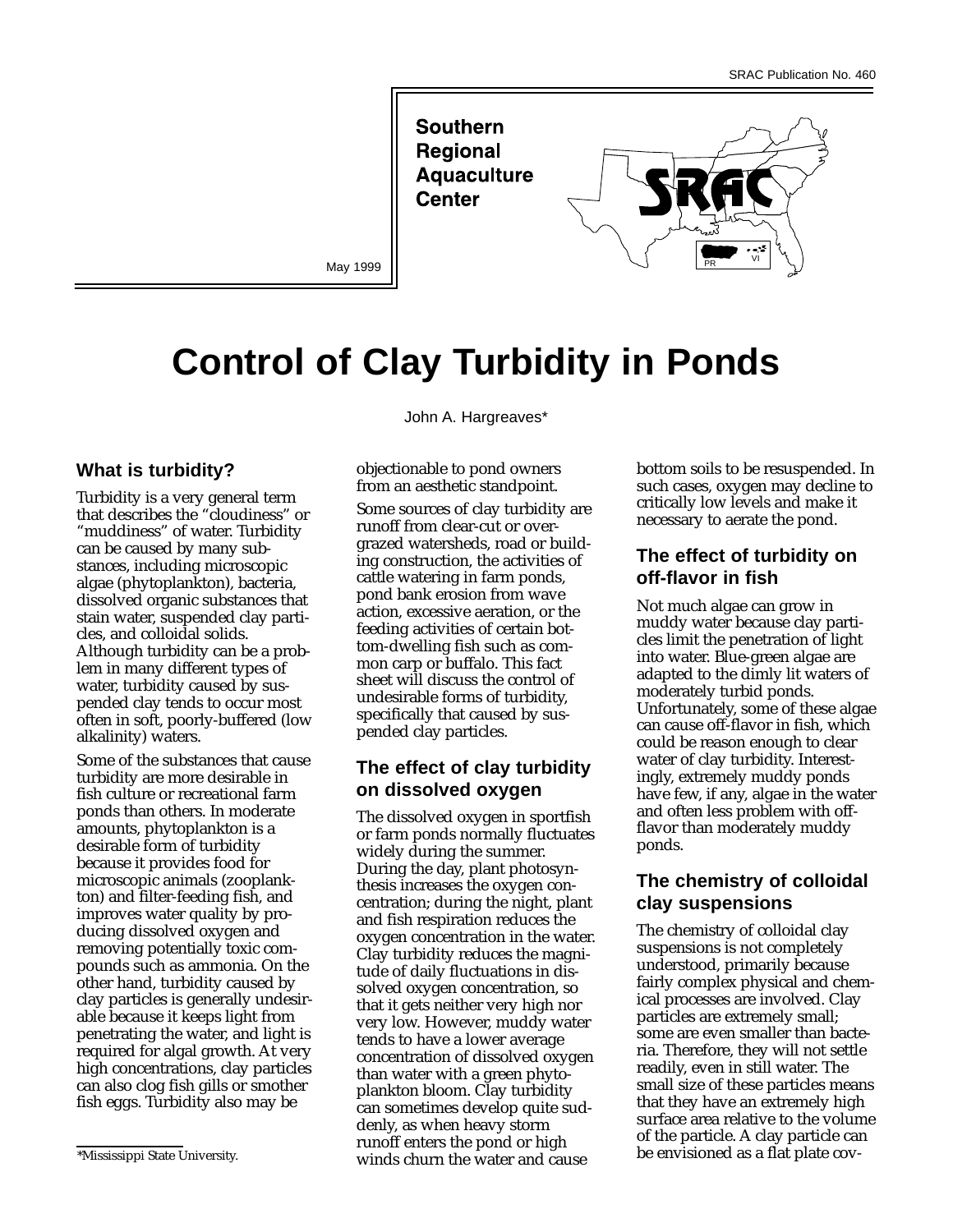SRAC Publication No. 460

**Southern Regional Aquaculture Center**

May 1999

# Control of Clay Turbidity in Ponds

John A. Hargreaves*

## What is turbidity?

Turbidity is a very general term that describes the "cloudiness" or "muddiness" of water. Turbidity can be caused by many substances, including microscopic algae (phytoplankton), bacteria, dissolved organic substances that stain water, suspended clay particles, and colloidal solids. Although turbidity can be a problem in many different types of water, turbidity caused by suspended clay tends to occur most often in soft, poorly-buffered (low alkalinity) waters.

Some of the substances that cause turbidity are more desirable in fish culture or recreational farm ponds than others. In moderate amounts, phytoplankton is a desirable form of turbidity because it provides food for microscopic animals (zooplankton) and filter-feeding fish, and improves water quality by producing dissolved oxygen and removing potentially toxic compounds such as ammonia. On the other hand, turbidity caused by clay particles is generally undesirable because it keeps light from penetrating the water, and light is required for algal growth. At very high concentrations, clay particles can also clog fish gills or smother fish eggs. Turbidity also may be objectionable to pond owners from an aesthetic standpoint.

Some sources of clay turbidity are runoff from clear-cut or overgrazed watersheds, road or building construction, the activities of cattle watering in farm ponds, pond bank erosion from wave action, excessive aeration, or the feeding activities of certain bottom-dwelling fish such as common carp or buffalo. This fact sheet will discuss the control of undesirable forms of turbidity, specifically that caused by suspended clay particles.

## The effect of clay turbidity on dissolved oxygen

The dissolved oxygen in sportfish or farm ponds normally fluctuates widely during the summer. During the day, plant photosynthesis increases the oxygen concentration; during the night, plant and fish respiration reduces the oxygen concentration in the water. Clay turbidity reduces the magnitude of daily fluctuations in dissolved oxygen concentration, so that it gets neither very high nor very low. However, muddy water tends to have a lower average concentration of dissolved oxygen than water with a green phytoplankton bloom. Clay turbidity can sometimes develop quite suddenly, as when heavy storm runoff enters the pond or high winds churn the water and cause bottom soils to be resuspended. In such cases, oxygen may decline to critically low levels and make it necessary to aerate the pond.

## The effect of turbidity on off-flavor in fish

Not much algae can grow in muddy water because clay particles limit the penetration of light into water. Blue-green algae are adapted to the dimly lit waters of moderately turbid ponds. Unfortunately, some of these algae can cause off-flavor in fish, which could be reason enough to clear water of clay turbidity. Interestingly, extremely muddy ponds have few, if any, algae in the water and often less problem with off-flavor than moderately muddy ponds.

## The chemistry of colloidal clay suspensions

The chemistry of colloidal clay suspensions is not completely understood, primarily because fairly complex physical and chemical processes are involved. Clay particles are extremely small; some are even smaller than bacteria. Therefore, they will not settle readily, even in still water. The small size of these particles means that they have an extremely high surface area relative to the volume of the particle. A clay particle can be envisioned as a flat plate cov-

*Mississippi State University.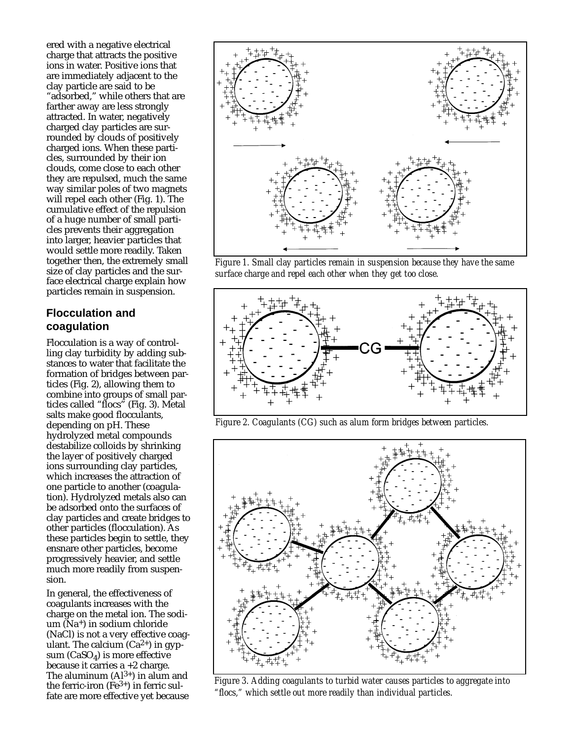ered with a negative electrical charge that attracts the positive ions in water. Positive ions that are immediately adjacent to the clay particle are said to be “adsorbed,” while others that are farther away are less strongly attracted. In water, negatively charged clay particles are surrounded by clouds of positively charged ions. When these particles, surrounded by their ion clouds, come close to each other they are repulsed, much the same way similar poles of two magnets will repel each other (Fig. 1). The cumulative effect of the repulsion of a huge number of small particles prevents their aggregation into larger, heavier particles that would settle more readily. Taken together then, the extremely small size of clay particles and the surface electrical charge explain how particles remain in suspension.

*Figure 1. Small clay particles remain in suspension because they have the same surface charge and repel each other when they get too close.*

## Flocculation and coagulation

Flocculation is a way of controlling clay turbidity by adding substances to water that facilitate the formation of bridges between particles (Fig. 2), allowing them to combine into groups of small particles called “flocs” (Fig. 3). Metal salts make good flocculants, depending on pH. These hydrolyzed metal compounds destabilize colloids by shrinking the layer of positively charged ions surrounding clay particles, which increases the attraction of one particle to another (coagulation). Hydrolyzed metals also can be adsorbed onto the surfaces of clay particles and create bridges to other particles (flocculation). As these particles begin to settle, they ensnare other particles, become progressively heavier, and settle much more readily from suspension.

*Figure 2. Coagulants (CG) such as alum form bridges between particles.*

*Figure 3. Adding coagulants to turbid water causes particles to aggregate into “flocs,” which settle out more readily than individual particles.*

In general, the effectiveness of coagulants increases with the charge on the metal ion. The sodium ($Na^{+}$) in sodium chloride ($NaCl$) is not a very effective coagulant. The calcium ($Ca^{2+}$) in gypsum ($CaSO_4$) is more effective because it carries a +2 charge. The aluminum ($Al^{3+}$) in alum and the ferric-iron ($Fe^{3+}$) in ferric sulfate are more effective yet because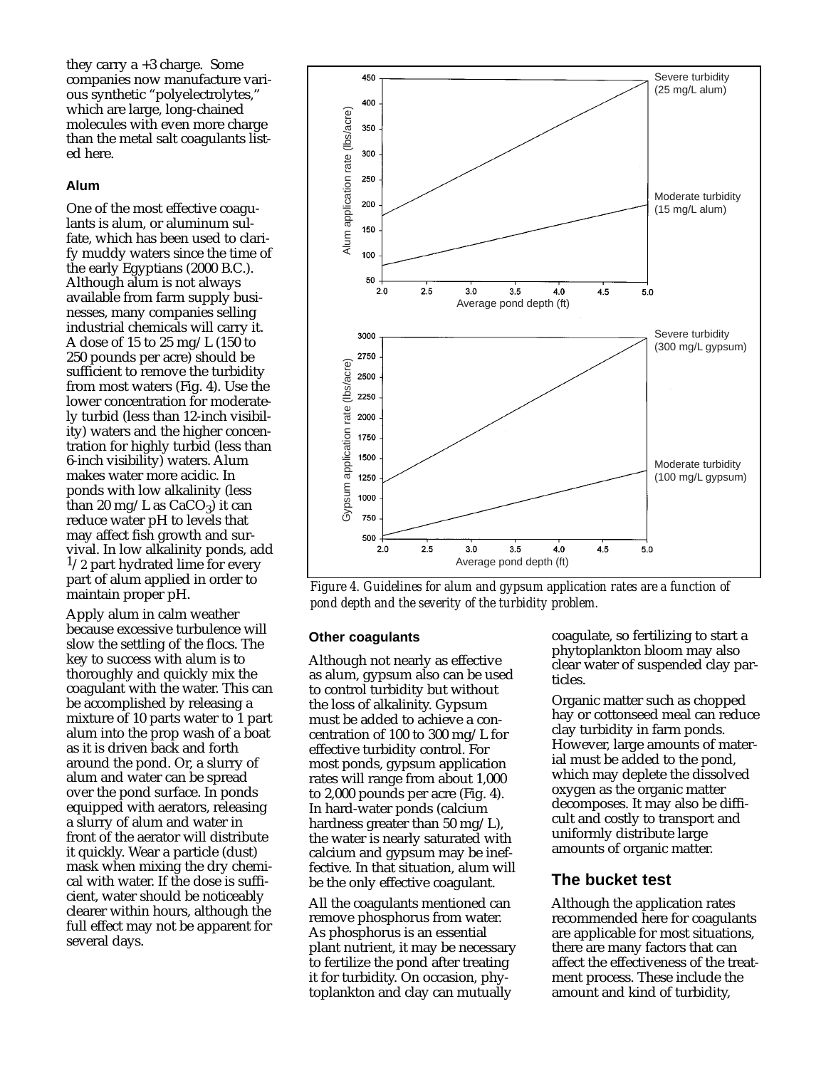they carry a +3 charge. Some companies now manufacture various synthetic "polyelectrolytes," which are large, long-chained molecules with even more charge than the metal salt coagulants listed here.

### Alum

One of the most effective coagulants is alum, or aluminum sulfate, which has been used to clarify muddy waters since the time of the early Egyptians (2000 B.C.). Although alum is not always available from farm supply businesses, many companies selling industrial chemicals will carry it. A dose of 15 to 25 mg/L (150 to 250 pounds per acre) should be sufficient to remove the turbidity from most waters (Fig. 4). Use the lower concentration for moderately turbid (less than 12-inch visibility) waters and the higher concentration for highly turbid (less than 6-inch visibility) waters. Alum makes water more acidic. In ponds with low alkalinity (less than 20 mg/L as $CaCO_3$) it can reduce water pH to levels that may affect fish growth and survival. In low alkalinity ponds, add $1/2$ part hydrated lime for every part of alum applied in order to maintain proper pH.

Apply alum in calm weather because excessive turbulence will slow the settling of the flocs. The key to success with alum is to thoroughly and quickly mix the coagulant with the water. This can be accomplished by releasing a mixture of 10 parts water to 1 part alum into the prop wash of a boat as it is driven back and forth around the pond. Or, a slurry of alum and water can be spread over the pond surface. In ponds equipped with aerators, releasing a slurry of alum and water in front of the aerator will distribute it quickly. Wear a particle (dust) mask when mixing the dry chemical with water. If the dose is sufficient, water should be noticeably clearer within hours, although the full effect may not be apparent for several days.

*Figure 4. Guidelines for alum and gypsum application rates are a function of pond depth and the severity of the turbidity problem.*

### Other coagulants

Although not nearly as effective as alum, gypsum also can be used to control turbidity but without the loss of alkalinity. Gypsum must be added to achieve a concentration of 100 to 300 mg/L for effective turbidity control. For most ponds, gypsum application rates will range from about 1,000 to 2,000 pounds per acre (Fig. 4). In hard-water ponds (calcium hardness greater than 50 mg/L), the water is nearly saturated with calcium and gypsum may be ineffective. In that situation, alum will be the only effective coagulant.

All the coagulants mentioned can remove phosphorus from water. As phosphorus is an essential plant nutrient, it may be necessary to fertilize the pond after treating it for turbidity. On occasion, phytoplankton and clay can mutually coagulate, so fertilizing to start a phytoplankton bloom may also clear water of suspended clay particles.

Organic matter such as chopped hay or cottonseed meal can reduce clay turbidity in farm ponds. However, large amounts of material must be added to the pond, which may deplete the dissolved oxygen as the organic matter decomposes. It may also be difficult and costly to transport and uniformly distribute large amounts of organic matter.

## The bucket test

Although the application rates recommended here for coagulants are applicable for most situations, there are many factors that can affect the effectiveness of the treatment process. These include the amount and kind of turbidity,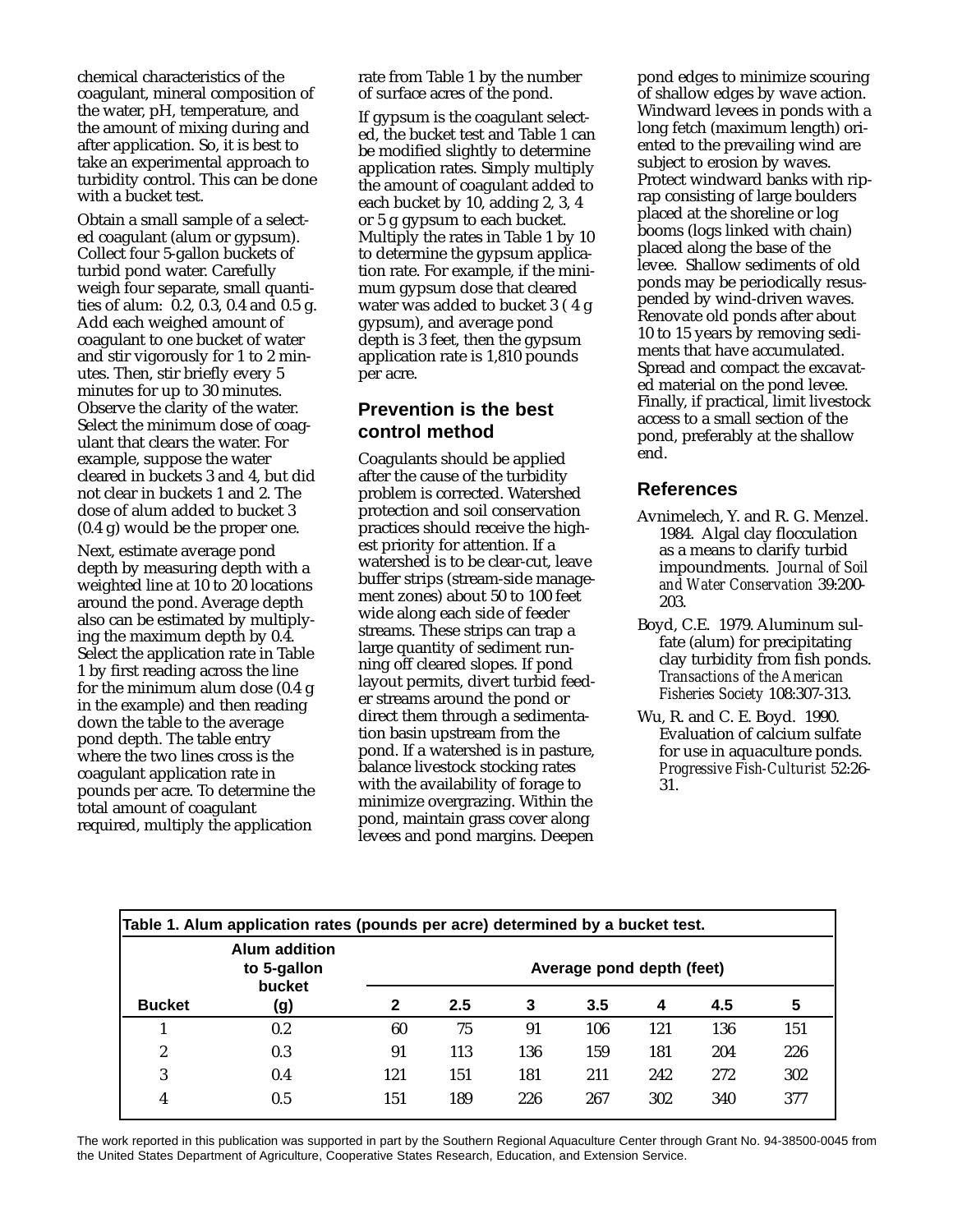chemical characteristics of the coagulant, mineral composition of the water, pH, temperature, and the amount of mixing during and after application. So, it is best to take an experimental approach to turbidity control. This can be done with a bucket test.

Obtain a small sample of a selected coagulant (alum or gypsum). Collect four 5-gallon buckets of turbid pond water. Carefully weigh four separate, small quantities of alum: 0.2, 0.3, 0.4 and 0.5 g. Add each weighed amount of coagulant to one bucket of water and stir vigorously for 1 to 2 minutes. Then, stir briefly every 5 minutes for up to 30 minutes. Observe the clarity of the water. Select the minimum dose of coagulant that clears the water. For example, suppose the water cleared in buckets 3 and 4, but did not clear in buckets 1 and 2. The dose of alum added to bucket 3 (0.4 g) would be the proper one.

Next, estimate average pond depth by measuring depth with a weighted line at 10 to 20 locations around the pond. Average depth also can be estimated by multiplying the maximum depth by 0.4. Select the application rate in Table 1 by first reading across the line for the minimum alum dose (0.4 g in the example) and then reading down the table to the average pond depth. The table entry where the two lines cross is the coagulant application rate in pounds per acre. To determine the total amount of coagulant required, multiply the application rate from Table 1 by the number of surface acres of the pond.

If gypsum is the coagulant selected, the bucket test and Table 1 can be modified slightly to determine application rates. Simply multiply the amount of coagulant added to each bucket by 10, adding 2, 3, 4 or 5 g gypsum to each bucket. Multiply the rates in Table 1 by 10 to determine the gypsum application rate. For example, if the minimum gypsum dose that cleared water was added to bucket 3 ( 4 g gypsum), and average pond depth is 3 feet, then the gypsum application rate is 1,810 pounds per acre.

## Prevention is the best control method

Coagulants should be applied after the cause of the turbidity problem is corrected. Watershed protection and soil conservation practices should receive the highest priority for attention. If a watershed is to be clear-cut, leave buffer strips (stream-side management zones) about 50 to 100 feet wide along each side of feeder streams. These strips can trap a large quantity of sediment running off cleared slopes. If pond layout permits, divert turbid feeder streams around the pond or direct them through a sedimentation basin upstream from the pond. If a watershed is in pasture, balance livestock stocking rates with the availability of forage to minimize overgrazing. Within the pond, maintain grass cover along levees and pond margins. Deepen pond edges to minimize scouring of shallow edges by wave action. Windward levees in ponds with a long fetch (maximum length) oriented to the prevailing wind are subject to erosion by waves. Protect windward banks with riprap consisting of large boulders placed at the shoreline or log booms (logs linked with chain) placed along the base of the levee. Shallow sediments of old ponds may be periodically resuspended by wind-driven waves. Renovate old ponds after about 10 to 15 years by removing sediments that have accumulated. Spread and compact the excavated material on the pond levee. Finally, if practical, limit livestock access to a small section of the pond, preferably at the shallow end.

## References

Avnimelech, Y. and R. G. Menzel. 1984. Algal clay flocculation as a means to clarify turbid impoundments. *Journal of Soil and Water Conservation* 39:200-203.

Boyd, C.E. 1979. Aluminum sulfate (alum) for precipitating clay turbidity from fish ponds. *Transactions of the American Fisheries Society* 108:307-313.

Wu, R. and C. E. Boyd. 1990. Evaluation of calcium sulfate for use in aquaculture ponds. *Progressive Fish-Culturist* 52:26-31.

**Table 1. Alum application rates (pounds per acre) determined by a bucket test.**

| Bucket | Alum addition to 5-gallon bucket (g) | Average pond depth (feet) | | | | | | |
|---|---|---|---|---|---|---|---|---|
| | | 2 | 2.5 | 3 | 3.5 | 4 | 4.5 | 5 |
| 1 | 0.2 | 60 | 75 | 91 | 106 | 121 | 136 | 151 |
| 2 | 0.3 | 91 | 113 | 136 | 159 | 181 | 204 | 226 |
| 3 | 0.4 | 121 | 151 | 181 | 211 | 242 | 272 | 302 |
| 4 | 0.5 | 151 | 189 | 226 | 267 | 302 | 340 | 377 |

The work reported in this publication was supported in part by the Southern Regional Aquaculture Center through Grant No. 94-38500-0045 from the United States Department of Agriculture, Cooperative States Research, Education, and Extension Service.